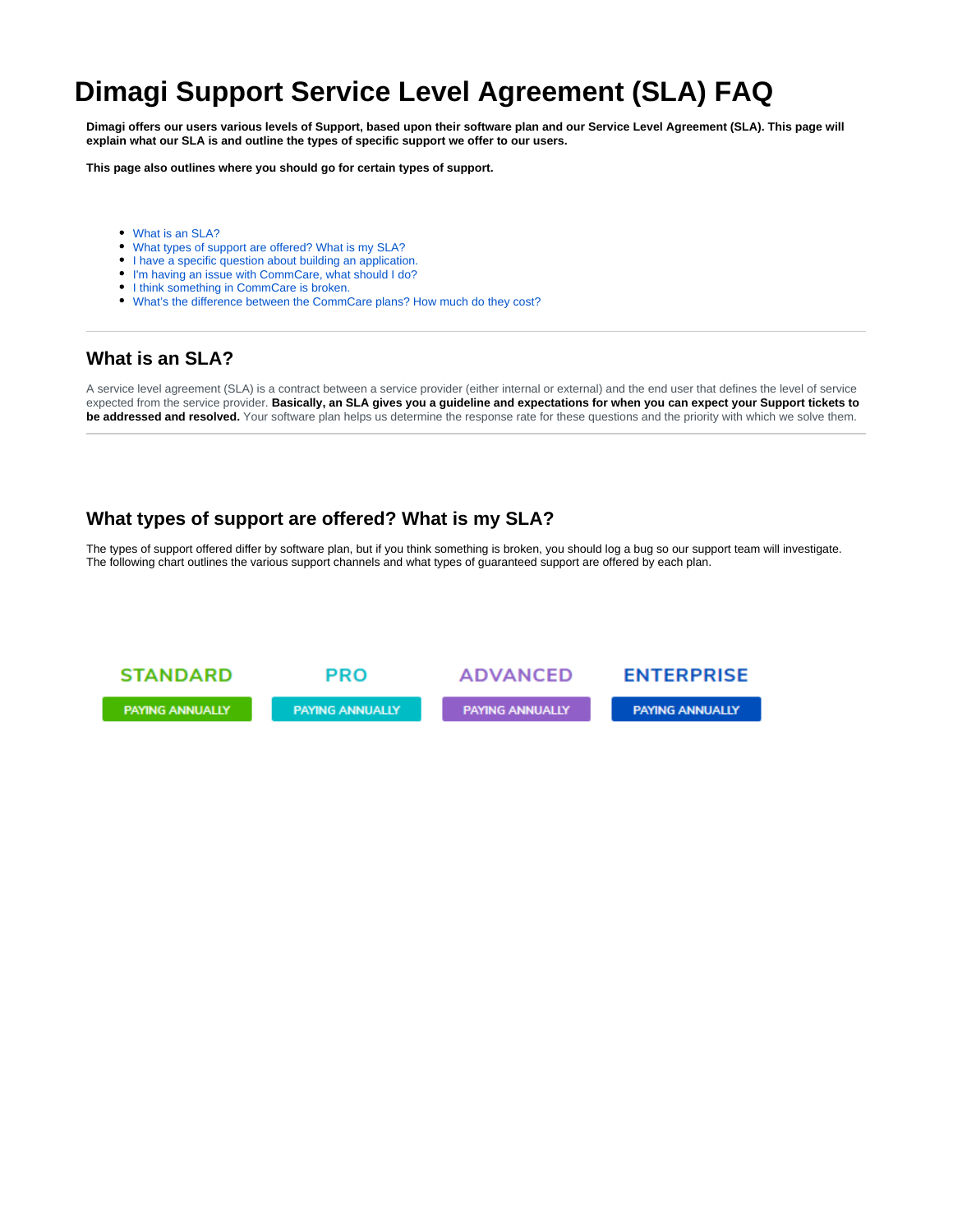# Dimagi Support Service Level Agreement (SLA) FAQ

**Dimagi offers our users various levels of Support, based upon their software plan and our Service Level Agreement (SLA). This page will explain what our SLA is and outline the types of specific support we offer to our users.**

**This page also outlines where you should go for certain types of support.**

- What is an SLA?
- What types of support are offered? What is my SLA?
- I have a specific question about building an application.
- I'm having an issue with CommCare, what should I do?
- I think something in CommCare is broken.
- What's the difference between the CommCare plans? How much do they cost?

---

## What is an SLA?

A service level agreement (SLA) is a contract between a service provider (either internal or external) and the end user that defines the level of service expected from the service provider. **Basically, an SLA gives you a guideline and expectations for when you can expect your Support tickets to be addressed and resolved.** Your software plan helps us determine the response rate for these questions and the priority with which we solve them.

---

## What types of support are offered? What is my SLA?

The types of support offered differ by software plan, but if you think something is broken, you should log a bug so our support team will investigate. The following chart outlines the various support channels and what types of guaranteed support are offered by each plan.

| STANDARD | PRO | ADVANCED | ENTERPRISE |
|---|---|---|---|
| PAYING ANNUALLY | PAYING ANNUALLY | PAYING ANNUALLY | PAYING ANNUALLY |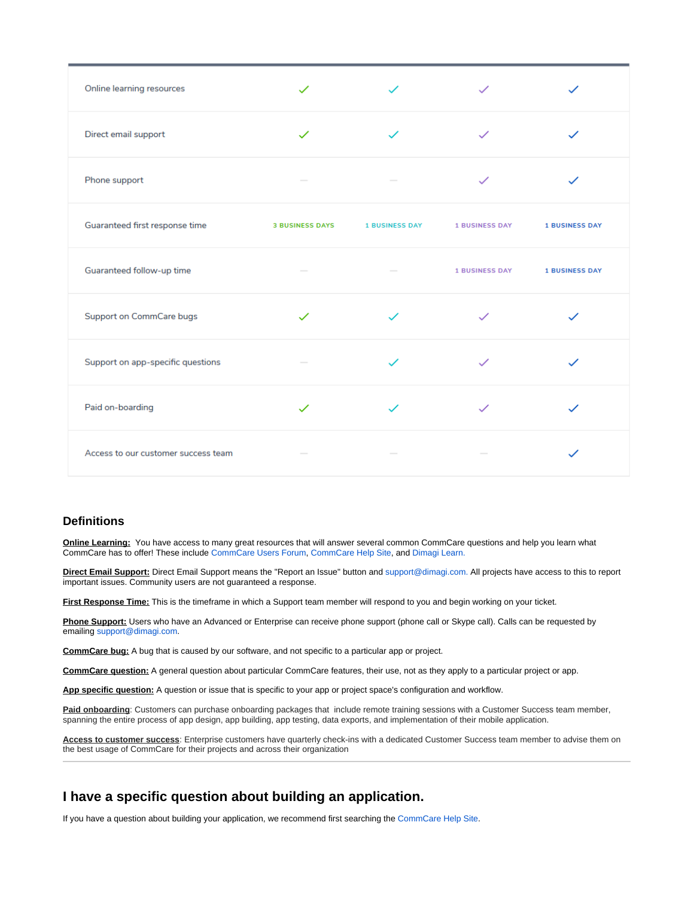| | | | | |
|---|---|---|---|---|
| Online learning resources | ✓ | ✓ | ✓ | ✓ |
| Direct email support | ✓ | ✓ | ✓ | ✓ |
| Phone support | — | — | ✓ | ✓ |
| Guaranteed first response time | 3 BUSINESS DAYS | 1 BUSINESS DAY | 1 BUSINESS DAY | 1 BUSINESS DAY |
| Guaranteed follow-up time | — | — | 1 BUSINESS DAY | 1 BUSINESS DAY |
| Support on CommCare bugs | ✓ | ✓ | ✓ | ✓ |
| Support on app-specific questions | — | ✓ | ✓ | ✓ |
| Paid on-boarding | ✓ | ✓ | ✓ | ✓ |
| Access to our customer success team | — | — | — | ✓ |

## Definitions

**Online Learning:** You have access to many great resources that will answer several common CommCare questions and help you learn what CommCare has to offer! These include CommCare Users Forum, CommCare Help Site, and Dimagi Learn.

**Direct Email Support:** Direct Email Support means the "Report an Issue" button and support@dimagi.com. All projects have access to this to report important issues. Community users are not guaranteed a response.

**First Response Time:** This is the timeframe in which a Support team member will respond to you and begin working on your ticket.

**Phone Support:** Users who have an Advanced or Enterprise can receive phone support (phone call or Skype call). Calls can be requested by emailing support@dimagi.com.

**CommCare bug:** A bug that is caused by our software, and not specific to a particular app or project.

**CommCare question:** A general question about particular CommCare features, their use, not as they apply to a particular project or app.

**App specific question:** A question or issue that is specific to your app or project space's configuration and workflow.

**Paid onboarding**: Customers can purchase onboarding packages that include remote training sessions with a Customer Success team member, spanning the entire process of app design, app building, app testing, data exports, and implementation of their mobile application.

**Access to customer success**: Enterprise customers have quarterly check-ins with a dedicated Customer Success team member to advise them on the best usage of CommCare for their projects and across their organization

---

## I have a specific question about building an application.

If you have a question about building your application, we recommend first searching the CommCare Help Site.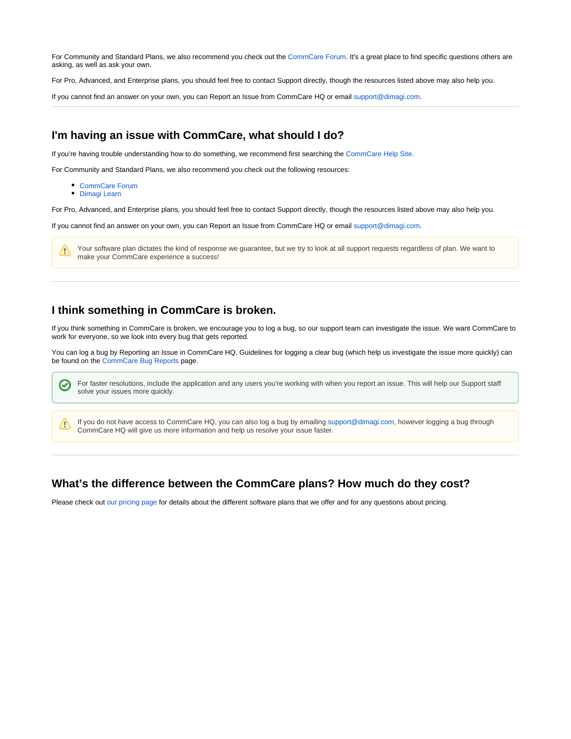For Community and Standard Plans, we also recommend you check out the CommCare Forum. It's a great place to find specific questions others are asking, as well as ask your own.

For Pro, Advanced, and Enterprise plans, you should feel free to contact Support directly, though the resources listed above may also help you.

If you cannot find an answer on your own, you can Report an Issue from CommCare HQ or email support@dimagi.com.

---

## I'm having an issue with CommCare, what should I do?

If you're having trouble understanding how to do something, we recommend first searching the CommCare Help Site.

For Community and Standard Plans, we also recommend you check out the following resources:

- CommCare Forum
- Dimagi Learn

For Pro, Advanced, and Enterprise plans, you should feel free to contact Support directly, though the resources listed above may also help you.

If you cannot find an answer on your own, you can Report an Issue from CommCare HQ or email support@dimagi.com.

> ⚠️ Your software plan dictates the kind of response we guarantee, but we try to look at all support requests regardless of plan. We want to make your CommCare experience a success!

---

## I think something in CommCare is broken.

If you think something in CommCare is broken, we encourage you to log a bug, so our support team can investigate the issue. We want CommCare to work for everyone, so we look into every bug that gets reported.

You can log a bug by Reporting an Issue in CommCare HQ. Guidelines for logging a clear bug (which help us investigate the issue more quickly) can be found on the CommCare Bug Reports page.

> ✅ For faster resolutions, include the application and any users you're working with when you report an issue. This will help our Support staff solve your issues more quickly.

> ⚠️ If you do not have access to CommCare HQ, you can also log a bug by emailing support@dimagi.com, however logging a bug through CommCare HQ will give us more information and help us resolve your issue faster.

---

## What's the difference between the CommCare plans? How much do they cost?

Please check out our pricing page for details about the different software plans that we offer and for any questions about pricing.